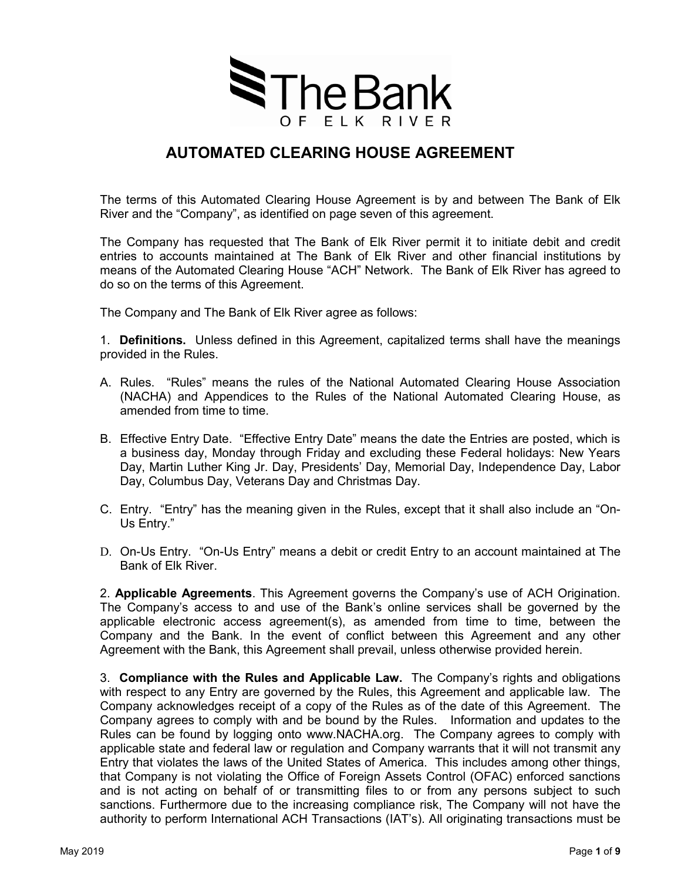**The Bank**
OF ELK RIVER

# AUTOMATED CLEARING HOUSE AGREEMENT

The terms of this Automated Clearing House Agreement is by and between The Bank of Elk River and the "Company", as identified on page seven of this agreement.

The Company has requested that The Bank of Elk River permit it to initiate debit and credit entries to accounts maintained at The Bank of Elk River and other financial institutions by means of the Automated Clearing House "ACH" Network. The Bank of Elk River has agreed to do so on the terms of this Agreement.

The Company and The Bank of Elk River agree as follows:

1. **Definitions.** Unless defined in this Agreement, capitalized terms shall have the meanings provided in the Rules.

A. Rules. "Rules" means the rules of the National Automated Clearing House Association (NACHA) and Appendices to the Rules of the National Automated Clearing House, as amended from time to time.

B. Effective Entry Date. "Effective Entry Date" means the date the Entries are posted, which is a business day, Monday through Friday and excluding these Federal holidays: New Years Day, Martin Luther King Jr. Day, Presidents' Day, Memorial Day, Independence Day, Labor Day, Columbus Day, Veterans Day and Christmas Day.

C. Entry. "Entry" has the meaning given in the Rules, except that it shall also include an "On-Us Entry."

D. On-Us Entry. "On-Us Entry" means a debit or credit Entry to an account maintained at The Bank of Elk River.

2. **Applicable Agreements**. This Agreement governs the Company's use of ACH Origination. The Company's access to and use of the Bank's online services shall be governed by the applicable electronic access agreement(s), as amended from time to time, between the Company and the Bank. In the event of conflict between this Agreement and any other Agreement with the Bank, this Agreement shall prevail, unless otherwise provided herein.

3. **Compliance with the Rules and Applicable Law.** The Company's rights and obligations with respect to any Entry are governed by the Rules, this Agreement and applicable law. The Company acknowledges receipt of a copy of the Rules as of the date of this Agreement. The Company agrees to comply with and be bound by the Rules. Information and updates to the Rules can be found by logging onto www.NACHA.org. The Company agrees to comply with applicable state and federal law or regulation and Company warrants that it will not transmit any Entry that violates the laws of the United States of America. This includes among other things, that Company is not violating the Office of Foreign Assets Control (OFAC) enforced sanctions and is not acting on behalf of or transmitting files to or from any persons subject to such sanctions. Furthermore due to the increasing compliance risk, The Company will not have the authority to perform International ACH Transactions (IAT's). All originating transactions must be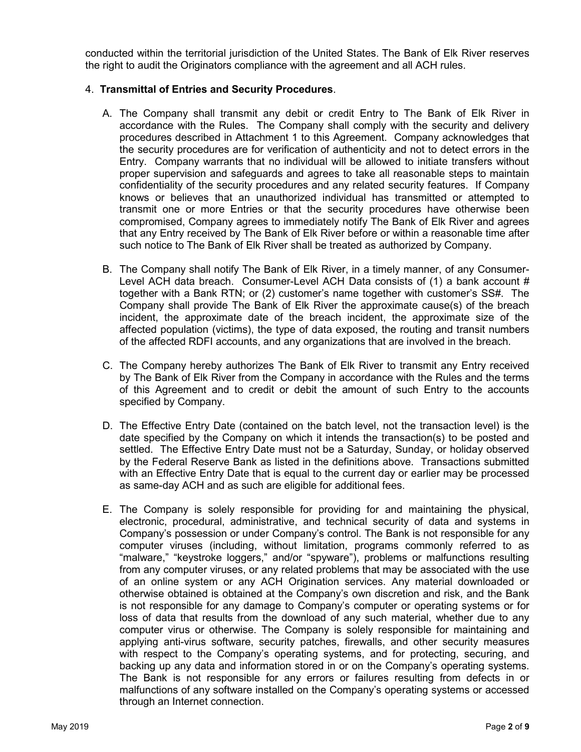conducted within the territorial jurisdiction of the United States. The Bank of Elk River reserves the right to audit the Originators compliance with the agreement and all ACH rules.

4. **Transmittal of Entries and Security Procedures**.

   A. The Company shall transmit any debit or credit Entry to The Bank of Elk River in accordance with the Rules. The Company shall comply with the security and delivery procedures described in Attachment 1 to this Agreement. Company acknowledges that the security procedures are for verification of authenticity and not to detect errors in the Entry. Company warrants that no individual will be allowed to initiate transfers without proper supervision and safeguards and agrees to take all reasonable steps to maintain confidentiality of the security procedures and any related security features. If Company knows or believes that an unauthorized individual has transmitted or attempted to transmit one or more Entries or that the security procedures have otherwise been compromised, Company agrees to immediately notify The Bank of Elk River and agrees that any Entry received by The Bank of Elk River before or within a reasonable time after such notice to The Bank of Elk River shall be treated as authorized by Company.

   B. The Company shall notify The Bank of Elk River, in a timely manner, of any Consumer-Level ACH data breach. Consumer-Level ACH Data consists of (1) a bank account # together with a Bank RTN; or (2) customer's name together with customer's SS#. The Company shall provide The Bank of Elk River the approximate cause(s) of the breach incident, the approximate date of the breach incident, the approximate size of the affected population (victims), the type of data exposed, the routing and transit numbers of the affected RDFI accounts, and any organizations that are involved in the breach.

   C. The Company hereby authorizes The Bank of Elk River to transmit any Entry received by The Bank of Elk River from the Company in accordance with the Rules and the terms of this Agreement and to credit or debit the amount of such Entry to the accounts specified by Company.

   D. The Effective Entry Date (contained on the batch level, not the transaction level) is the date specified by the Company on which it intends the transaction(s) to be posted and settled. The Effective Entry Date must not be a Saturday, Sunday, or holiday observed by the Federal Reserve Bank as listed in the definitions above. Transactions submitted with an Effective Entry Date that is equal to the current day or earlier may be processed as same-day ACH and as such are eligible for additional fees.

   E. The Company is solely responsible for providing for and maintaining the physical, electronic, procedural, administrative, and technical security of data and systems in Company's possession or under Company's control. The Bank is not responsible for any computer viruses (including, without limitation, programs commonly referred to as "malware," "keystroke loggers," and/or "spyware"), problems or malfunctions resulting from any computer viruses, or any related problems that may be associated with the use of an online system or any ACH Origination services. Any material downloaded or otherwise obtained is obtained at the Company's own discretion and risk, and the Bank is not responsible for any damage to Company's computer or operating systems or for loss of data that results from the download of any such material, whether due to any computer virus or otherwise. The Company is solely responsible for maintaining and applying anti-virus software, security patches, firewalls, and other security measures with respect to the Company's operating systems, and for protecting, securing, and backing up any data and information stored in or on the Company's operating systems. The Bank is not responsible for any errors or failures resulting from defects in or malfunctions of any software installed on the Company's operating systems or accessed through an Internet connection.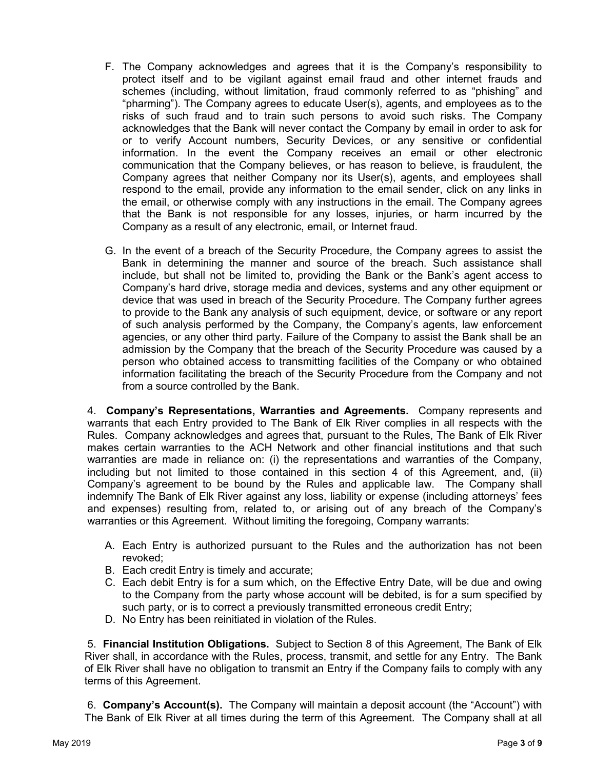F. The Company acknowledges and agrees that it is the Company's responsibility to protect itself and to be vigilant against email fraud and other internet frauds and schemes (including, without limitation, fraud commonly referred to as "phishing" and "pharming"). The Company agrees to educate User(s), agents, and employees as to the risks of such fraud and to train such persons to avoid such risks. The Company acknowledges that the Bank will never contact the Company by email in order to ask for or to verify Account numbers, Security Devices, or any sensitive or confidential information. In the event the Company receives an email or other electronic communication that the Company believes, or has reason to believe, is fraudulent, the Company agrees that neither Company nor its User(s), agents, and employees shall respond to the email, provide any information to the email sender, click on any links in the email, or otherwise comply with any instructions in the email. The Company agrees that the Bank is not responsible for any losses, injuries, or harm incurred by the Company as a result of any electronic, email, or Internet fraud.

G. In the event of a breach of the Security Procedure, the Company agrees to assist the Bank in determining the manner and source of the breach. Such assistance shall include, but shall not be limited to, providing the Bank or the Bank's agent access to Company's hard drive, storage media and devices, systems and any other equipment or device that was used in breach of the Security Procedure. The Company further agrees to provide to the Bank any analysis of such equipment, device, or software or any report of such analysis performed by the Company, the Company's agents, law enforcement agencies, or any other third party. Failure of the Company to assist the Bank shall be an admission by the Company that the breach of the Security Procedure was caused by a person who obtained access to transmitting facilities of the Company or who obtained information facilitating the breach of the Security Procedure from the Company and not from a source controlled by the Bank.

4. **Company's Representations, Warranties and Agreements.** Company represents and warrants that each Entry provided to The Bank of Elk River complies in all respects with the Rules. Company acknowledges and agrees that, pursuant to the Rules, The Bank of Elk River makes certain warranties to the ACH Network and other financial institutions and that such warranties are made in reliance on: (i) the representations and warranties of the Company, including but not limited to those contained in this section 4 of this Agreement, and, (ii) Company's agreement to be bound by the Rules and applicable law. The Company shall indemnify The Bank of Elk River against any loss, liability or expense (including attorneys' fees and expenses) resulting from, related to, or arising out of any breach of the Company's warranties or this Agreement. Without limiting the foregoing, Company warrants:

A. Each Entry is authorized pursuant to the Rules and the authorization has not been revoked;
B. Each credit Entry is timely and accurate;
C. Each debit Entry is for a sum which, on the Effective Entry Date, will be due and owing to the Company from the party whose account will be debited, is for a sum specified by such party, or is to correct a previously transmitted erroneous credit Entry;
D. No Entry has been reinitiated in violation of the Rules.

5. **Financial Institution Obligations.** Subject to Section 8 of this Agreement, The Bank of Elk River shall, in accordance with the Rules, process, transmit, and settle for any Entry. The Bank of Elk River shall have no obligation to transmit an Entry if the Company fails to comply with any terms of this Agreement.

6. **Company's Account(s).** The Company will maintain a deposit account (the "Account") with The Bank of Elk River at all times during the term of this Agreement. The Company shall at all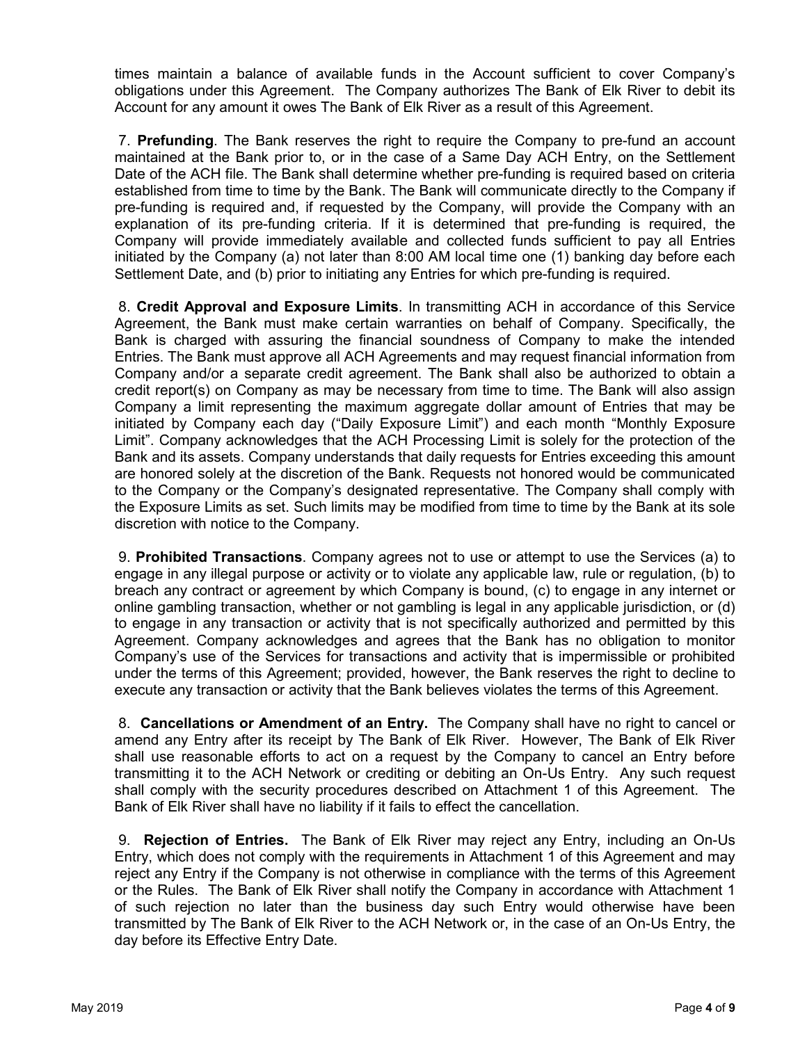times maintain a balance of available funds in the Account sufficient to cover Company's obligations under this Agreement. The Company authorizes The Bank of Elk River to debit its Account for any amount it owes The Bank of Elk River as a result of this Agreement.

7. **Prefunding**. The Bank reserves the right to require the Company to pre-fund an account maintained at the Bank prior to, or in the case of a Same Day ACH Entry, on the Settlement Date of the ACH file. The Bank shall determine whether pre-funding is required based on criteria established from time to time by the Bank. The Bank will communicate directly to the Company if pre-funding is required and, if requested by the Company, will provide the Company with an explanation of its pre-funding criteria. If it is determined that pre-funding is required, the Company will provide immediately available and collected funds sufficient to pay all Entries initiated by the Company (a) not later than 8:00 AM local time one (1) banking day before each Settlement Date, and (b) prior to initiating any Entries for which pre-funding is required.

8. **Credit Approval and Exposure Limits**. In transmitting ACH in accordance of this Service Agreement, the Bank must make certain warranties on behalf of Company. Specifically, the Bank is charged with assuring the financial soundness of Company to make the intended Entries. The Bank must approve all ACH Agreements and may request financial information from Company and/or a separate credit agreement. The Bank shall also be authorized to obtain a credit report(s) on Company as may be necessary from time to time. The Bank will also assign Company a limit representing the maximum aggregate dollar amount of Entries that may be initiated by Company each day ("Daily Exposure Limit") and each month "Monthly Exposure Limit". Company acknowledges that the ACH Processing Limit is solely for the protection of the Bank and its assets. Company understands that daily requests for Entries exceeding this amount are honored solely at the discretion of the Bank. Requests not honored would be communicated to the Company or the Company's designated representative. The Company shall comply with the Exposure Limits as set. Such limits may be modified from time to time by the Bank at its sole discretion with notice to the Company.

9. **Prohibited Transactions**. Company agrees not to use or attempt to use the Services (a) to engage in any illegal purpose or activity or to violate any applicable law, rule or regulation, (b) to breach any contract or agreement by which Company is bound, (c) to engage in any internet or online gambling transaction, whether or not gambling is legal in any applicable jurisdiction, or (d) to engage in any transaction or activity that is not specifically authorized and permitted by this Agreement. Company acknowledges and agrees that the Bank has no obligation to monitor Company's use of the Services for transactions and activity that is impermissible or prohibited under the terms of this Agreement; provided, however, the Bank reserves the right to decline to execute any transaction or activity that the Bank believes violates the terms of this Agreement.

8. **Cancellations or Amendment of an Entry.** The Company shall have no right to cancel or amend any Entry after its receipt by The Bank of Elk River. However, The Bank of Elk River shall use reasonable efforts to act on a request by the Company to cancel an Entry before transmitting it to the ACH Network or crediting or debiting an On-Us Entry. Any such request shall comply with the security procedures described on Attachment 1 of this Agreement. The Bank of Elk River shall have no liability if it fails to effect the cancellation.

9. **Rejection of Entries.** The Bank of Elk River may reject any Entry, including an On-Us Entry, which does not comply with the requirements in Attachment 1 of this Agreement and may reject any Entry if the Company is not otherwise in compliance with the terms of this Agreement or the Rules. The Bank of Elk River shall notify the Company in accordance with Attachment 1 of such rejection no later than the business day such Entry would otherwise have been transmitted by The Bank of Elk River to the ACH Network or, in the case of an On-Us Entry, the day before its Effective Entry Date.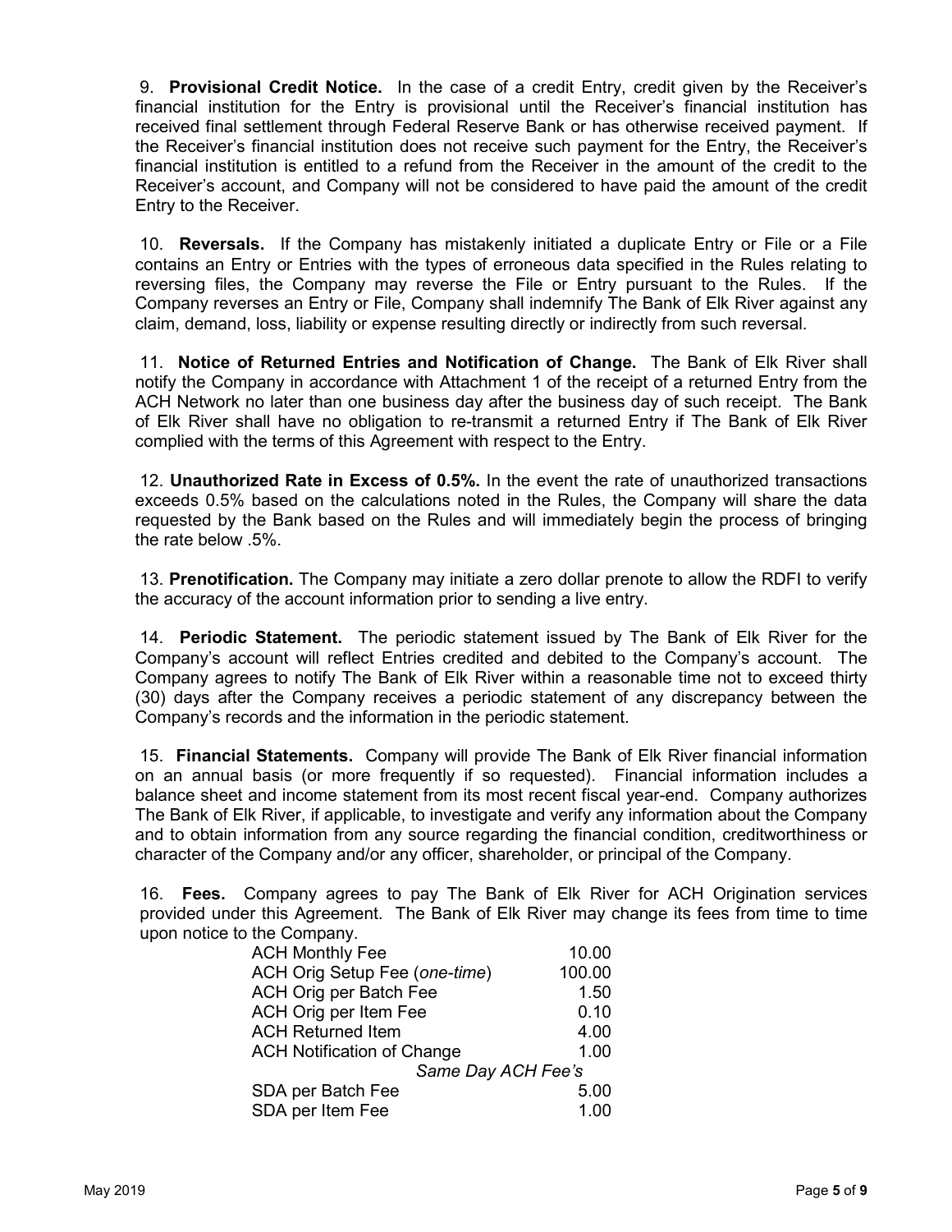9. **Provisional Credit Notice.** In the case of a credit Entry, credit given by the Receiver's financial institution for the Entry is provisional until the Receiver's financial institution has received final settlement through Federal Reserve Bank or has otherwise received payment. If the Receiver's financial institution does not receive such payment for the Entry, the Receiver's financial institution is entitled to a refund from the Receiver in the amount of the credit to the Receiver's account, and Company will not be considered to have paid the amount of the credit Entry to the Receiver.

10. **Reversals.** If the Company has mistakenly initiated a duplicate Entry or File or a File contains an Entry or Entries with the types of erroneous data specified in the Rules relating to reversing files, the Company may reverse the File or Entry pursuant to the Rules. If the Company reverses an Entry or File, Company shall indemnify The Bank of Elk River against any claim, demand, loss, liability or expense resulting directly or indirectly from such reversal.

11. **Notice of Returned Entries and Notification of Change.** The Bank of Elk River shall notify the Company in accordance with Attachment 1 of the receipt of a returned Entry from the ACH Network no later than one business day after the business day of such receipt. The Bank of Elk River shall have no obligation to re-transmit a returned Entry if The Bank of Elk River complied with the terms of this Agreement with respect to the Entry.

12. **Unauthorized Rate in Excess of 0.5%.** In the event the rate of unauthorized transactions exceeds 0.5% based on the calculations noted in the Rules, the Company will share the data requested by the Bank based on the Rules and will immediately begin the process of bringing the rate below .5%.

13. **Prenotification.** The Company may initiate a zero dollar prenote to allow the RDFI to verify the accuracy of the account information prior to sending a live entry.

14. **Periodic Statement.** The periodic statement issued by The Bank of Elk River for the Company's account will reflect Entries credited and debited to the Company's account. The Company agrees to notify The Bank of Elk River within a reasonable time not to exceed thirty (30) days after the Company receives a periodic statement of any discrepancy between the Company's records and the information in the periodic statement.

15. **Financial Statements.** Company will provide The Bank of Elk River financial information on an annual basis (or more frequently if so requested). Financial information includes a balance sheet and income statement from its most recent fiscal year-end. Company authorizes The Bank of Elk River, if applicable, to investigate and verify any information about the Company and to obtain information from any source regarding the financial condition, creditworthiness or character of the Company and/or any officer, shareholder, or principal of the Company.

16. **Fees.** Company agrees to pay The Bank of Elk River for ACH Origination services provided under this Agreement. The Bank of Elk River may change its fees from time to time upon notice to the Company.

| Fee | Amount |
|---|---|
| ACH Monthly Fee | 10.00 |
| ACH Orig Setup Fee (*one-time*) | 100.00 |
| ACH Orig per Batch Fee | 1.50 |
| ACH Orig per Item Fee | 0.10 |
| ACH Returned Item | 4.00 |
| ACH Notification of Change | 1.00 |
| *Same Day ACH Fee's* | |
| SDA per Batch Fee | 5.00 |
| SDA per Item Fee | 1.00 |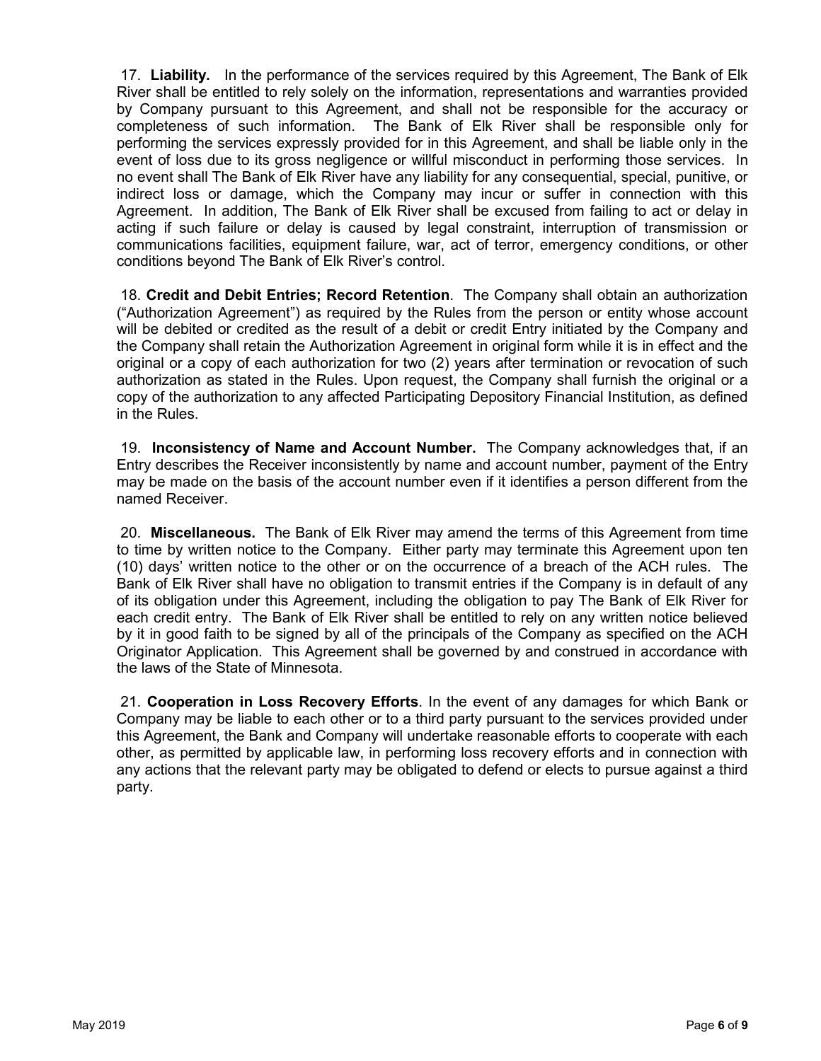17. **Liability.** In the performance of the services required by this Agreement, The Bank of Elk River shall be entitled to rely solely on the information, representations and warranties provided by Company pursuant to this Agreement, and shall not be responsible for the accuracy or completeness of such information. The Bank of Elk River shall be responsible only for performing the services expressly provided for in this Agreement, and shall be liable only in the event of loss due to its gross negligence or willful misconduct in performing those services. In no event shall The Bank of Elk River have any liability for any consequential, special, punitive, or indirect loss or damage, which the Company may incur or suffer in connection with this Agreement. In addition, The Bank of Elk River shall be excused from failing to act or delay in acting if such failure or delay is caused by legal constraint, interruption of transmission or communications facilities, equipment failure, war, act of terror, emergency conditions, or other conditions beyond The Bank of Elk River's control.

18. **Credit and Debit Entries; Record Retention**. The Company shall obtain an authorization ("Authorization Agreement") as required by the Rules from the person or entity whose account will be debited or credited as the result of a debit or credit Entry initiated by the Company and the Company shall retain the Authorization Agreement in original form while it is in effect and the original or a copy of each authorization for two (2) years after termination or revocation of such authorization as stated in the Rules. Upon request, the Company shall furnish the original or a copy of the authorization to any affected Participating Depository Financial Institution, as defined in the Rules.

19. **Inconsistency of Name and Account Number.** The Company acknowledges that, if an Entry describes the Receiver inconsistently by name and account number, payment of the Entry may be made on the basis of the account number even if it identifies a person different from the named Receiver.

20. **Miscellaneous.** The Bank of Elk River may amend the terms of this Agreement from time to time by written notice to the Company. Either party may terminate this Agreement upon ten (10) days' written notice to the other or on the occurrence of a breach of the ACH rules. The Bank of Elk River shall have no obligation to transmit entries if the Company is in default of any of its obligation under this Agreement, including the obligation to pay The Bank of Elk River for each credit entry. The Bank of Elk River shall be entitled to rely on any written notice believed by it in good faith to be signed by all of the principals of the Company as specified on the ACH Originator Application. This Agreement shall be governed by and construed in accordance with the laws of the State of Minnesota.

21. **Cooperation in Loss Recovery Efforts**. In the event of any damages for which Bank or Company may be liable to each other or to a third party pursuant to the services provided under this Agreement, the Bank and Company will undertake reasonable efforts to cooperate with each other, as permitted by applicable law, in performing loss recovery efforts and in connection with any actions that the relevant party may be obligated to defend or elects to pursue against a third party.

May 2019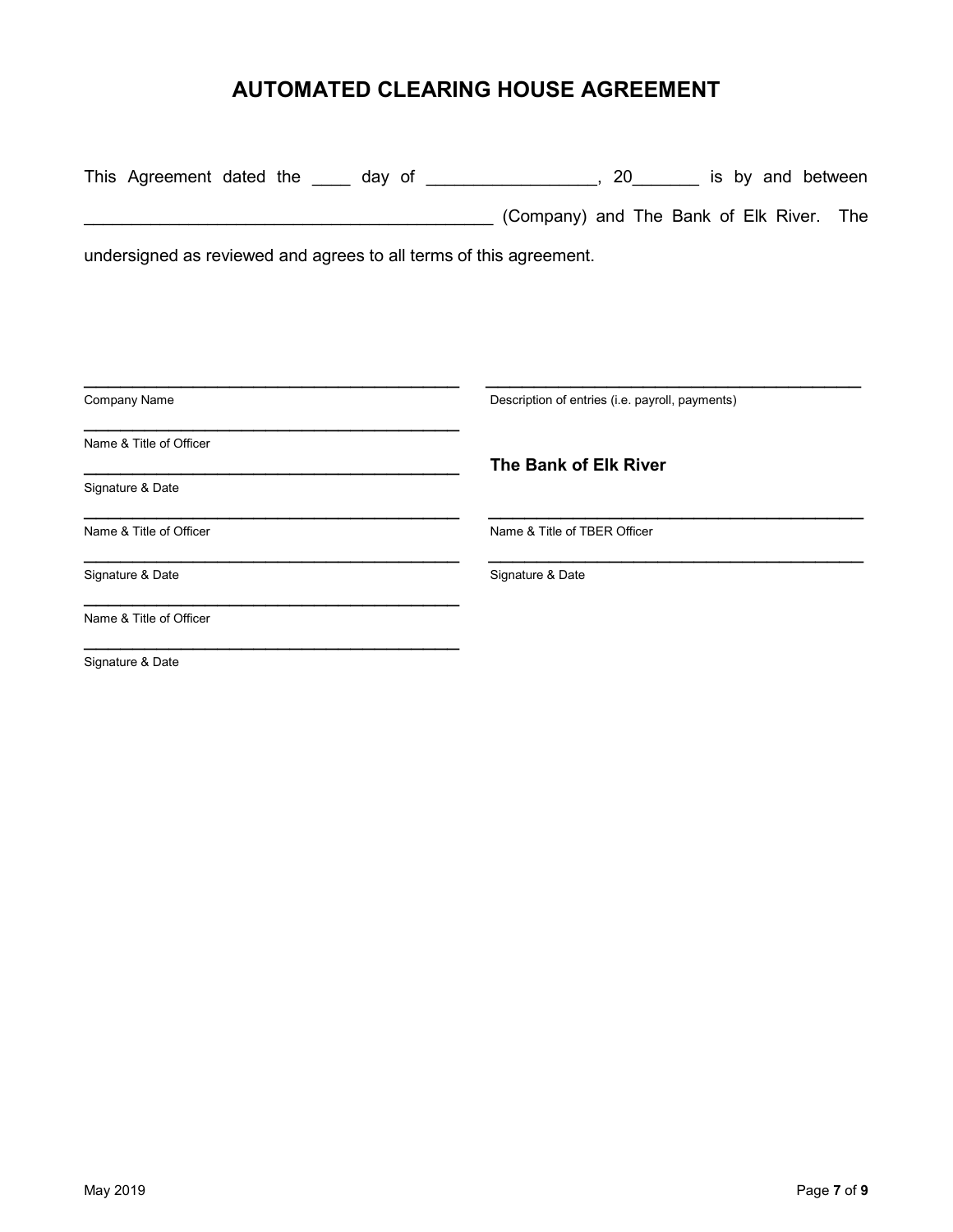# AUTOMATED CLEARING HOUSE AGREEMENT

This Agreement dated the ____ day of _________________, 20_______ is by and between __________________________________________ (Company) and The Bank of Elk River. The undersigned as reviewed and agrees to all terms of this agreement.

______________________________________________
Company Name

______________________________________________
Name & Title of Officer

______________________________________________
Signature & Date

______________________________________________
Name & Title of Officer

______________________________________________
Signature & Date

______________________________________________
Name & Title of Officer

______________________________________________
Signature & Date

______________________________________________
Description of entries (i.e. payroll, payments)

**The Bank of Elk River**

______________________________________________
Name & Title of TBER Officer

______________________________________________
Signature & Date

May 2019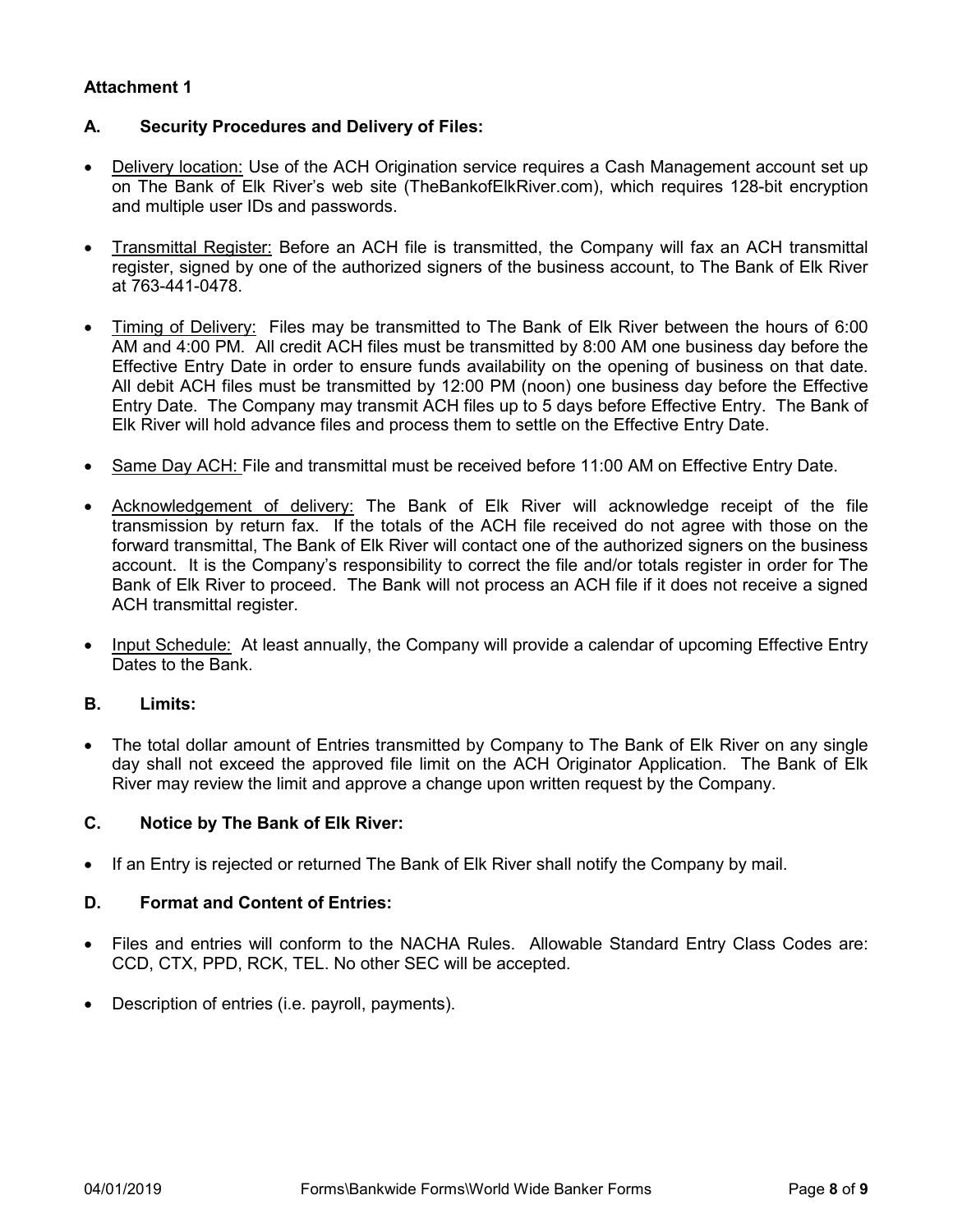**Attachment 1**

## A. Security Procedures and Delivery of Files:

- Delivery location: Use of the ACH Origination service requires a Cash Management account set up on The Bank of Elk River's web site (TheBankofElkRiver.com), which requires 128-bit encryption and multiple user IDs and passwords.
- Transmittal Register: Before an ACH file is transmitted, the Company will fax an ACH transmittal register, signed by one of the authorized signers of the business account, to The Bank of Elk River at 763-441-0478.
- Timing of Delivery: Files may be transmitted to The Bank of Elk River between the hours of 6:00 AM and 4:00 PM. All credit ACH files must be transmitted by 8:00 AM one business day before the Effective Entry Date in order to ensure funds availability on the opening of business on that date. All debit ACH files must be transmitted by 12:00 PM (noon) one business day before the Effective Entry Date. The Company may transmit ACH files up to 5 days before Effective Entry. The Bank of Elk River will hold advance files and process them to settle on the Effective Entry Date.
- Same Day ACH: File and transmittal must be received before 11:00 AM on Effective Entry Date.
- Acknowledgement of delivery: The Bank of Elk River will acknowledge receipt of the file transmission by return fax. If the totals of the ACH file received do not agree with those on the forward transmittal, The Bank of Elk River will contact one of the authorized signers on the business account. It is the Company's responsibility to correct the file and/or totals register in order for The Bank of Elk River to proceed. The Bank will not process an ACH file if it does not receive a signed ACH transmittal register.
- Input Schedule: At least annually, the Company will provide a calendar of upcoming Effective Entry Dates to the Bank.

## B. Limits:

- The total dollar amount of Entries transmitted by Company to The Bank of Elk River on any single day shall not exceed the approved file limit on the ACH Originator Application. The Bank of Elk River may review the limit and approve a change upon written request by the Company.

## C. Notice by The Bank of Elk River:

- If an Entry is rejected or returned The Bank of Elk River shall notify the Company by mail.

## D. Format and Content of Entries:

- Files and entries will conform to the NACHA Rules. Allowable Standard Entry Class Codes are: CCD, CTX, PPD, RCK, TEL. No other SEC will be accepted.
- Description of entries (i.e. payroll, payments).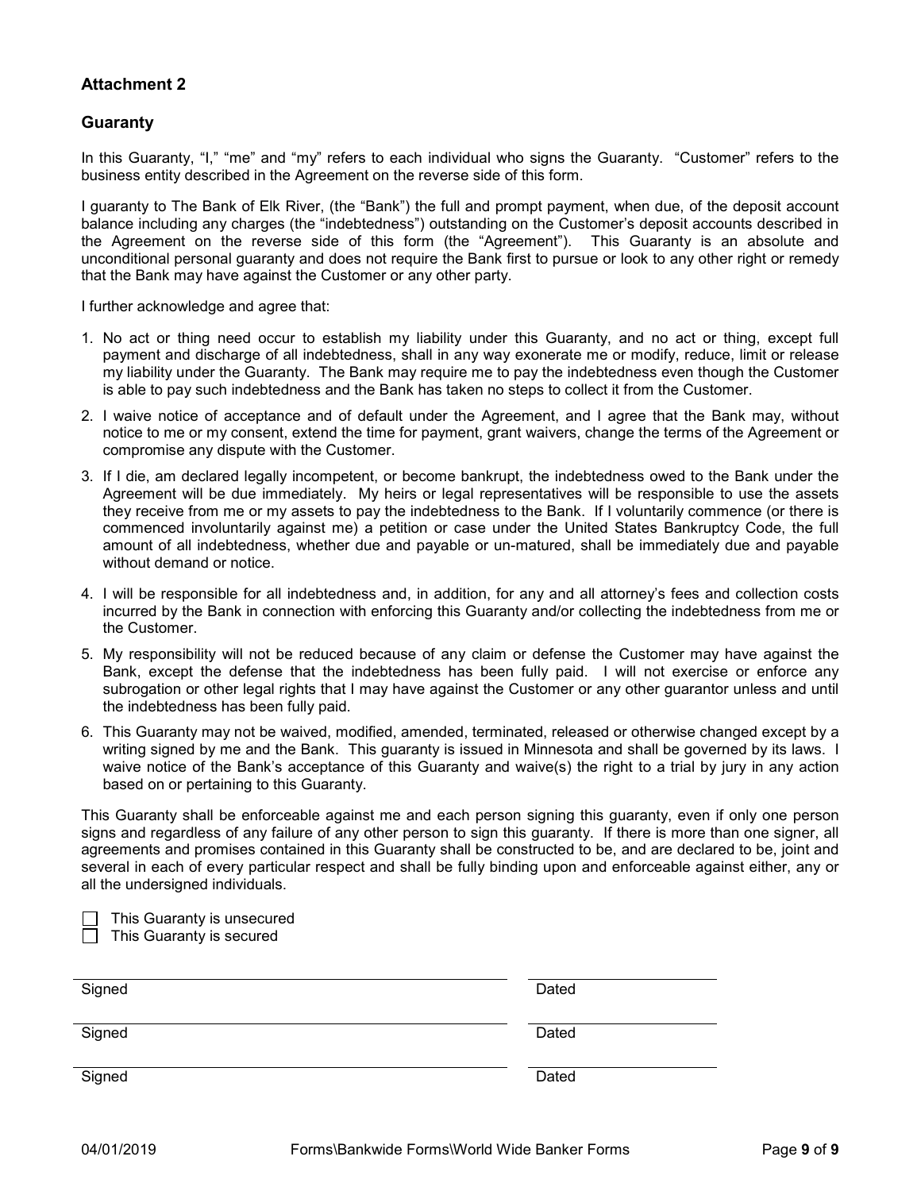## Attachment 2

## Guaranty

In this Guaranty, "I," "me" and "my" refers to each individual who signs the Guaranty. "Customer" refers to the business entity described in the Agreement on the reverse side of this form.

I guaranty to The Bank of Elk River, (the "Bank") the full and prompt payment, when due, of the deposit account balance including any charges (the "indebtedness") outstanding on the Customer's deposit accounts described in the Agreement on the reverse side of this form (the "Agreement"). This Guaranty is an absolute and unconditional personal guaranty and does not require the Bank first to pursue or look to any other right or remedy that the Bank may have against the Customer or any other party.

I further acknowledge and agree that:

1. No act or thing need occur to establish my liability under this Guaranty, and no act or thing, except full payment and discharge of all indebtedness, shall in any way exonerate me or modify, reduce, limit or release my liability under the Guaranty. The Bank may require me to pay the indebtedness even though the Customer is able to pay such indebtedness and the Bank has taken no steps to collect it from the Customer.
2. I waive notice of acceptance and of default under the Agreement, and I agree that the Bank may, without notice to me or my consent, extend the time for payment, grant waivers, change the terms of the Agreement or compromise any dispute with the Customer.
3. If I die, am declared legally incompetent, or become bankrupt, the indebtedness owed to the Bank under the Agreement will be due immediately. My heirs or legal representatives will be responsible to use the assets they receive from me or my assets to pay the indebtedness to the Bank. If I voluntarily commence (or there is commenced involuntarily against me) a petition or case under the United States Bankruptcy Code, the full amount of all indebtedness, whether due and payable or un-matured, shall be immediately due and payable without demand or notice.
4. I will be responsible for all indebtedness and, in addition, for any and all attorney's fees and collection costs incurred by the Bank in connection with enforcing this Guaranty and/or collecting the indebtedness from me or the Customer.
5. My responsibility will not be reduced because of any claim or defense the Customer may have against the Bank, except the defense that the indebtedness has been fully paid. I will not exercise or enforce any subrogation or other legal rights that I may have against the Customer or any other guarantor unless and until the indebtedness has been fully paid.
6. This Guaranty may not be waived, modified, amended, terminated, released or otherwise changed except by a writing signed by me and the Bank. This guaranty is issued in Minnesota and shall be governed by its laws. I waive notice of the Bank's acceptance of this Guaranty and waive(s) the right to a trial by jury in any action based on or pertaining to this Guaranty.

This Guaranty shall be enforceable against me and each person signing this guaranty, even if only one person signs and regardless of any failure of any other person to sign this guaranty. If there is more than one signer, all agreements and promises contained in this Guaranty shall be constructed to be, and are declared to be, joint and several in each of every particular respect and shall be fully binding upon and enforceable against either, any or all the undersigned individuals.

☐ This Guaranty is unsecured
☐ This Guaranty is secured

| | |
|---|---|
| Signed ______________________ | Dated __________ |
| Signed ______________________ | Dated __________ |
| Signed ______________________ | Dated __________ |

04/01/2019 Forms\Bankwide Forms\World Wide Banker Forms